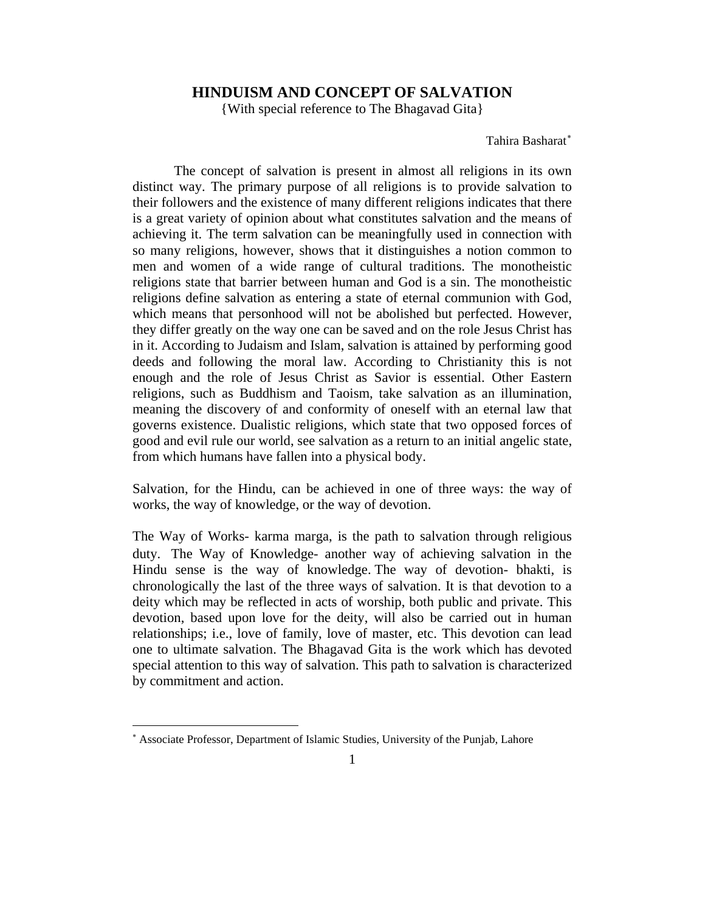# HINDUISM AND CONCEPT OF SALVATION

{With special reference to The Bhagavad Gita}

Tahira Basharat[*]

The concept of salvation is present in almost all religions in its own distinct way. The primary purpose of all religions is to provide salvation to their followers and the existence of many different religions indicates that there is a great variety of opinion about what constitutes salvation and the means of achieving it. The term salvation can be meaningfully used in connection with so many religions, however, shows that it distinguishes a notion common to men and women of a wide range of cultural traditions. The monotheistic religions state that barrier between human and God is a sin. The monotheistic religions define salvation as entering a state of eternal communion with God, which means that personhood will not be abolished but perfected. However, they differ greatly on the way one can be saved and on the role Jesus Christ has in it. According to Judaism and Islam, salvation is attained by performing good deeds and following the moral law. According to Christianity this is not enough and the role of Jesus Christ as Savior is essential. Other Eastern religions, such as Buddhism and Taoism, take salvation as an illumination, meaning the discovery of and conformity of oneself with an eternal law that governs existence. Dualistic religions, which state that two opposed forces of good and evil rule our world, see salvation as a return to an initial angelic state, from which humans have fallen into a physical body.

Salvation, for the Hindu, can be achieved in one of three ways: the way of works, the way of knowledge, or the way of devotion.

The Way of Works- karma marga, is the path to salvation through religious duty. The Way of Knowledge- another way of achieving salvation in the Hindu sense is the way of knowledge. The way of devotion- bhakti, is chronologically the last of the three ways of salvation. It is that devotion to a deity which may be reflected in acts of worship, both public and private. This devotion, based upon love for the deity, will also be carried out in human relationships; i.e., love of family, love of master, etc. This devotion can lead one to ultimate salvation. The Bhagavad Gita is the work which has devoted special attention to this way of salvation. This path to salvation is characterized by commitment and action.

---

[*] Associate Professor, Department of Islamic Studies, University of the Punjab, Lahore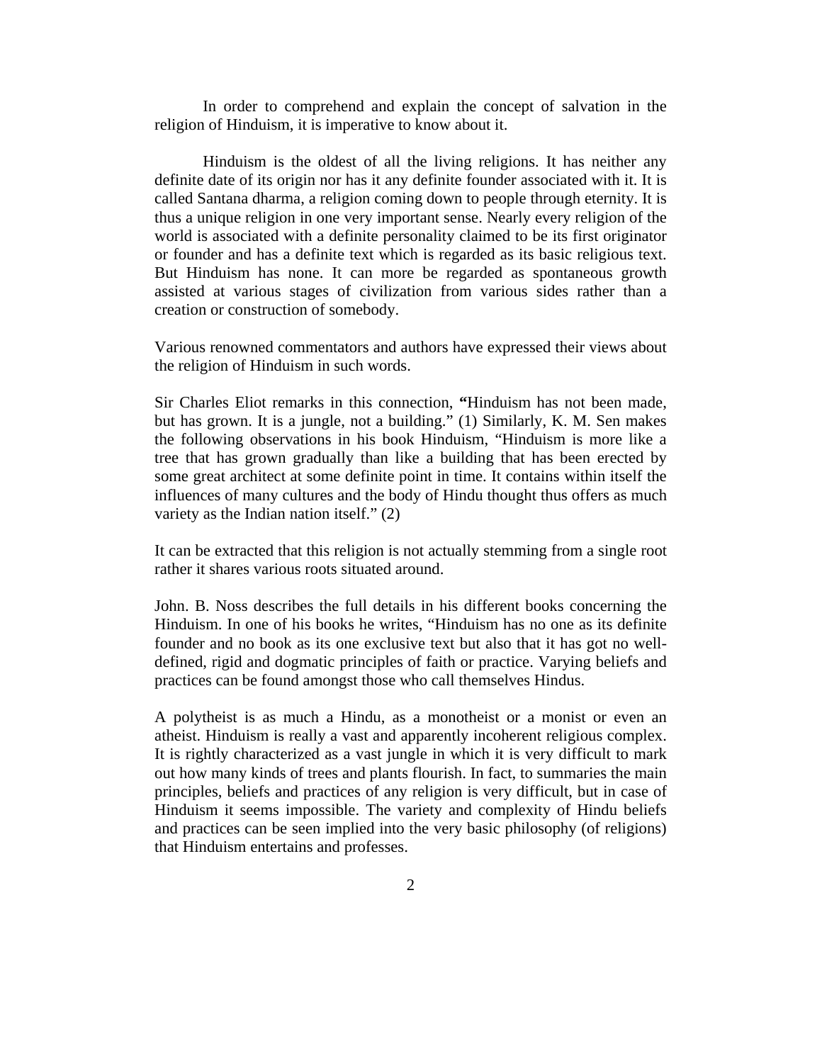In order to comprehend and explain the concept of salvation in the religion of Hinduism, it is imperative to know about it.

Hinduism is the oldest of all the living religions. It has neither any definite date of its origin nor has it any definite founder associated with it. It is called Santana dharma, a religion coming down to people through eternity. It is thus a unique religion in one very important sense. Nearly every religion of the world is associated with a definite personality claimed to be its first originator or founder and has a definite text which is regarded as its basic religious text. But Hinduism has none. It can more be regarded as spontaneous growth assisted at various stages of civilization from various sides rather than a creation or construction of somebody.

Various renowned commentators and authors have expressed their views about the religion of Hinduism in such words.

Sir Charles Eliot remarks in this connection, **"**Hinduism has not been made, but has grown. It is a jungle, not a building." (1) Similarly, K. M. Sen makes the following observations in his book Hinduism, "Hinduism is more like a tree that has grown gradually than like a building that has been erected by some great architect at some definite point in time. It contains within itself the influences of many cultures and the body of Hindu thought thus offers as much variety as the Indian nation itself." (2)

It can be extracted that this religion is not actually stemming from a single root rather it shares various roots situated around.

John. B. Noss describes the full details in his different books concerning the Hinduism. In one of his books he writes, "Hinduism has no one as its definite founder and no book as its one exclusive text but also that it has got no well-defined, rigid and dogmatic principles of faith or practice. Varying beliefs and practices can be found amongst those who call themselves Hindus.

A polytheist is as much a Hindu, as a monotheist or a monist or even an atheist. Hinduism is really a vast and apparently incoherent religious complex. It is rightly characterized as a vast jungle in which it is very difficult to mark out how many kinds of trees and plants flourish. In fact, to summaries the main principles, beliefs and practices of any religion is very difficult, but in case of Hinduism it seems impossible. The variety and complexity of Hindu beliefs and practices can be seen implied into the very basic philosophy (of religions) that Hinduism entertains and professes.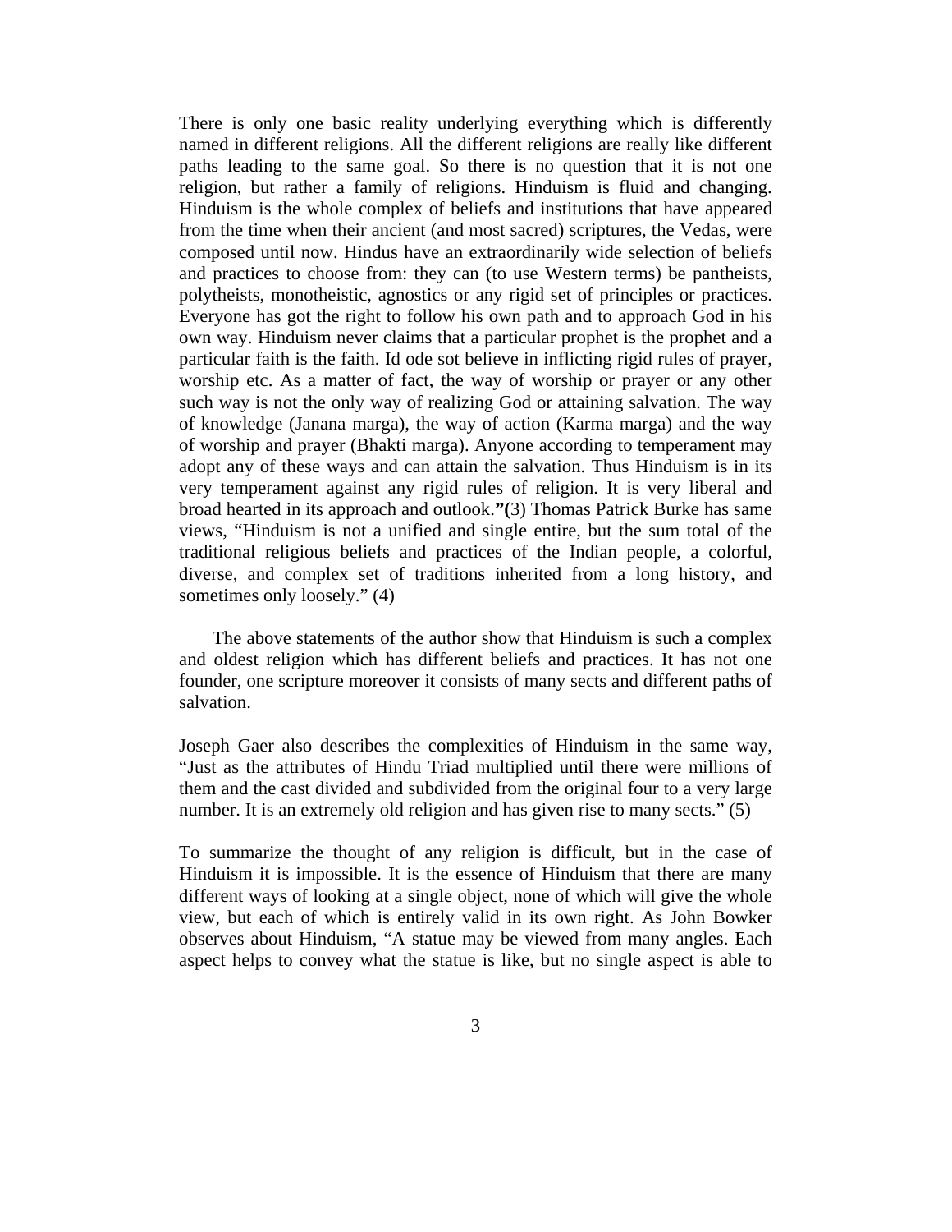There is only one basic reality underlying everything which is differently named in different religions. All the different religions are really like different paths leading to the same goal. So there is no question that it is not one religion, but rather a family of religions. Hinduism is fluid and changing. Hinduism is the whole complex of beliefs and institutions that have appeared from the time when their ancient (and most sacred) scriptures, the Vedas, were composed until now. Hindus have an extraordinarily wide selection of beliefs and practices to choose from: they can (to use Western terms) be pantheists, polytheists, monotheistic, agnostics or any rigid set of principles or practices. Everyone has got the right to follow his own path and to approach God in his own way. Hinduism never claims that a particular prophet is the prophet and a particular faith is the faith. Id ode sot believe in inflicting rigid rules of prayer, worship etc. As a matter of fact, the way of worship or prayer or any other such way is not the only way of realizing God or attaining salvation. The way of knowledge (Janana marga), the way of action (Karma marga) and the way of worship and prayer (Bhakti marga). Anyone according to temperament may adopt any of these ways and can attain the salvation. Thus Hinduism is in its very temperament against any rigid rules of religion. It is very liberal and broad hearted in its approach and outlook.**"(**3) Thomas Patrick Burke has same views, "Hinduism is not a unified and single entire, but the sum total of the traditional religious beliefs and practices of the Indian people, a colorful, diverse, and complex set of traditions inherited from a long history, and sometimes only loosely." (4)

The above statements of the author show that Hinduism is such a complex and oldest religion which has different beliefs and practices. It has not one founder, one scripture moreover it consists of many sects and different paths of salvation.

Joseph Gaer also describes the complexities of Hinduism in the same way, "Just as the attributes of Hindu Triad multiplied until there were millions of them and the cast divided and subdivided from the original four to a very large number. It is an extremely old religion and has given rise to many sects." (5)

To summarize the thought of any religion is difficult, but in the case of Hinduism it is impossible. It is the essence of Hinduism that there are many different ways of looking at a single object, none of which will give the whole view, but each of which is entirely valid in its own right. As John Bowker observes about Hinduism, "A statue may be viewed from many angles. Each aspect helps to convey what the statue is like, but no single aspect is able to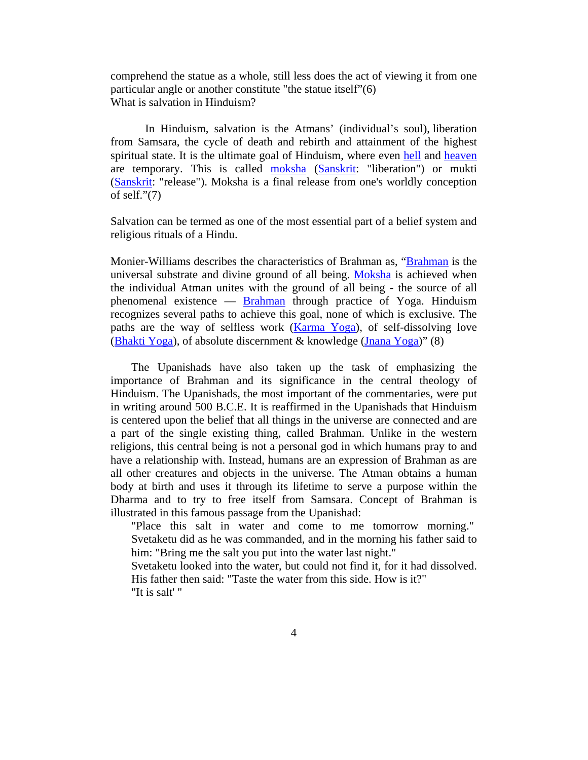comprehend the statue as a whole, still less does the act of viewing it from one particular angle or another constitute "the statue itself"(6)

What is salvation in Hinduism?

In Hinduism, salvation is the Atmans' (individual's soul), liberation from Samsara, the cycle of death and rebirth and attainment of the highest spiritual state. It is the ultimate goal of Hinduism, where even hell and heaven are temporary. This is called moksha (Sanskrit: "liberation") or mukti (Sanskrit: "release"). Moksha is a final release from one's worldly conception of self."(7)

Salvation can be termed as one of the most essential part of a belief system and religious rituals of a Hindu.

Monier-Williams describes the characteristics of Brahman as, "Brahman is the universal substrate and divine ground of all being. Moksha is achieved when the individual Atman unites with the ground of all being - the source of all phenomenal existence — Brahman through practice of Yoga. Hinduism recognizes several paths to achieve this goal, none of which is exclusive. The paths are the way of selfless work (Karma Yoga), of self-dissolving love (Bhakti Yoga), of absolute discernment & knowledge (Jnana Yoga)" (8)

The Upanishads have also taken up the task of emphasizing the importance of Brahman and its significance in the central theology of Hinduism. The Upanishads, the most important of the commentaries, were put in writing around 500 B.C.E. It is reaffirmed in the Upanishads that Hinduism is centered upon the belief that all things in the universe are connected and are a part of the single existing thing, called Brahman. Unlike in the western religions, this central being is not a personal god in which humans pray to and have a relationship with. Instead, humans are an expression of Brahman as are all other creatures and objects in the universe. The Atman obtains a human body at birth and uses it through its lifetime to serve a purpose within the Dharma and to try to free itself from Samsara. Concept of Brahman is illustrated in this famous passage from the Upanishad:

> "Place this salt in water and come to me tomorrow morning."
> Svetaketu did as he was commanded, and in the morning his father said to him: "Bring me the salt you put into the water last night."
> Svetaketu looked into the water, but could not find it, for it had dissolved.
> His father then said: "Taste the water from this side. How is it?"
> "It is salt' "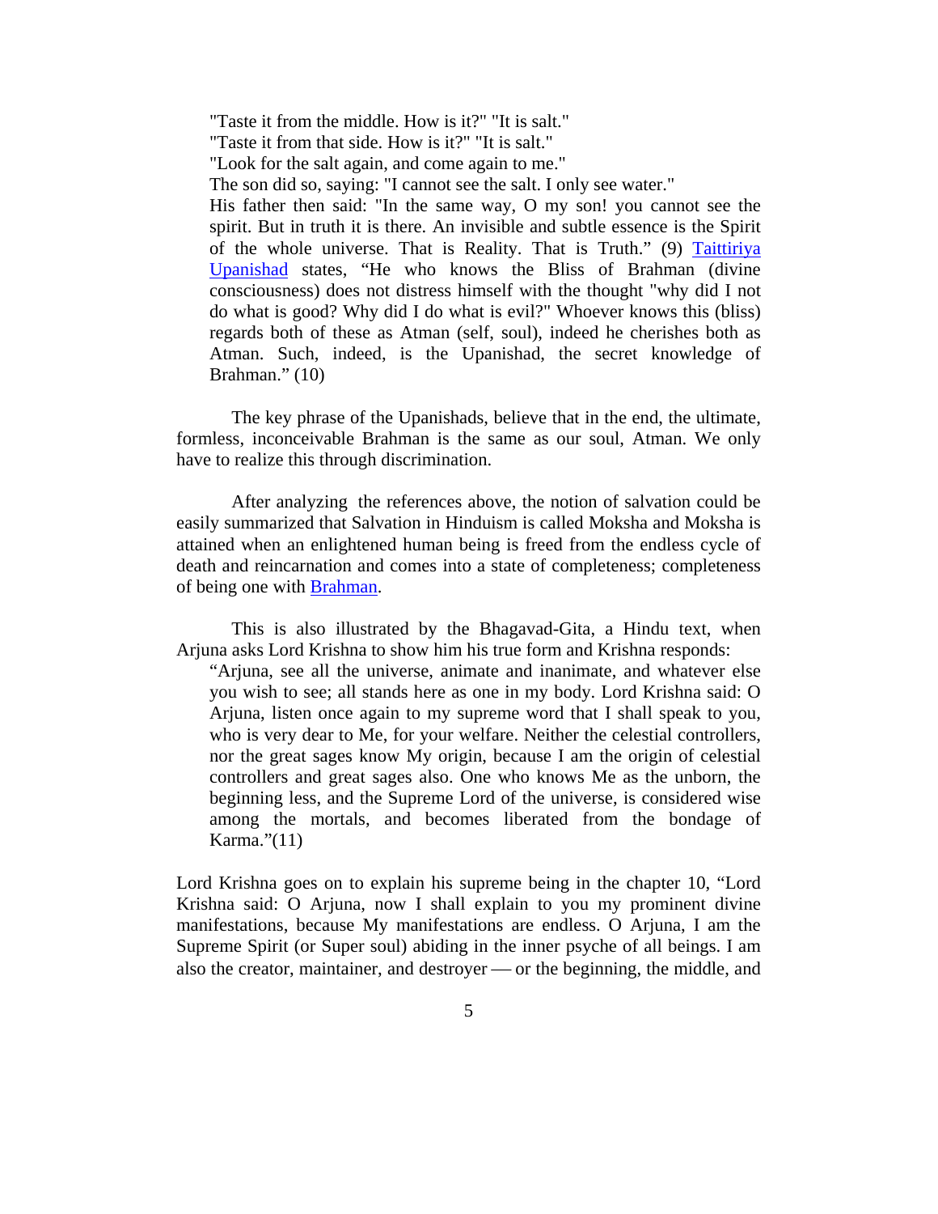> "Taste it from the middle. How is it?" "It is salt."
> "Taste it from that side. How is it?" "It is salt."
> "Look for the salt again, and come again to me."
> The son did so, saying: "I cannot see the salt. I only see water."
> His father then said: "In the same way, O my son! you cannot see the spirit. But in truth it is there. An invisible and subtle essence is the Spirit of the whole universe. That is Reality. That is Truth." (9) Taittiriya Upanishad states, "He who knows the Bliss of Brahman (divine consciousness) does not distress himself with the thought "why did I not do what is good? Why did I do what is evil?" Whoever knows this (bliss) regards both of these as Atman (self, soul), indeed he cherishes both as Atman. Such, indeed, is the Upanishad, the secret knowledge of Brahman." (10)

The key phrase of the Upanishads, believe that in the end, the ultimate, formless, inconceivable Brahman is the same as our soul, Atman. We only have to realize this through discrimination.

After analyzing the references above, the notion of salvation could be easily summarized that Salvation in Hinduism is called Moksha and Moksha is attained when an enlightened human being is freed from the endless cycle of death and reincarnation and comes into a state of completeness; completeness of being one with Brahman.

This is also illustrated by the Bhagavad-Gita, a Hindu text, when Arjuna asks Lord Krishna to show him his true form and Krishna responds:

> "Arjuna, see all the universe, animate and inanimate, and whatever else you wish to see; all stands here as one in my body. Lord Krishna said: O Arjuna, listen once again to my supreme word that I shall speak to you, who is very dear to Me, for your welfare. Neither the celestial controllers, nor the great sages know My origin, because I am the origin of celestial controllers and great sages also. One who knows Me as the unborn, the beginning less, and the Supreme Lord of the universe, is considered wise among the mortals, and becomes liberated from the bondage of Karma."(11)

Lord Krishna goes on to explain his supreme being in the chapter 10, "Lord Krishna said: O Arjuna, now I shall explain to you my prominent divine manifestations, because My manifestations are endless. O Arjuna, I am the Supreme Spirit (or Super soul) abiding in the inner psyche of all beings. I am also the creator, maintainer, and destroyer — or the beginning, the middle, and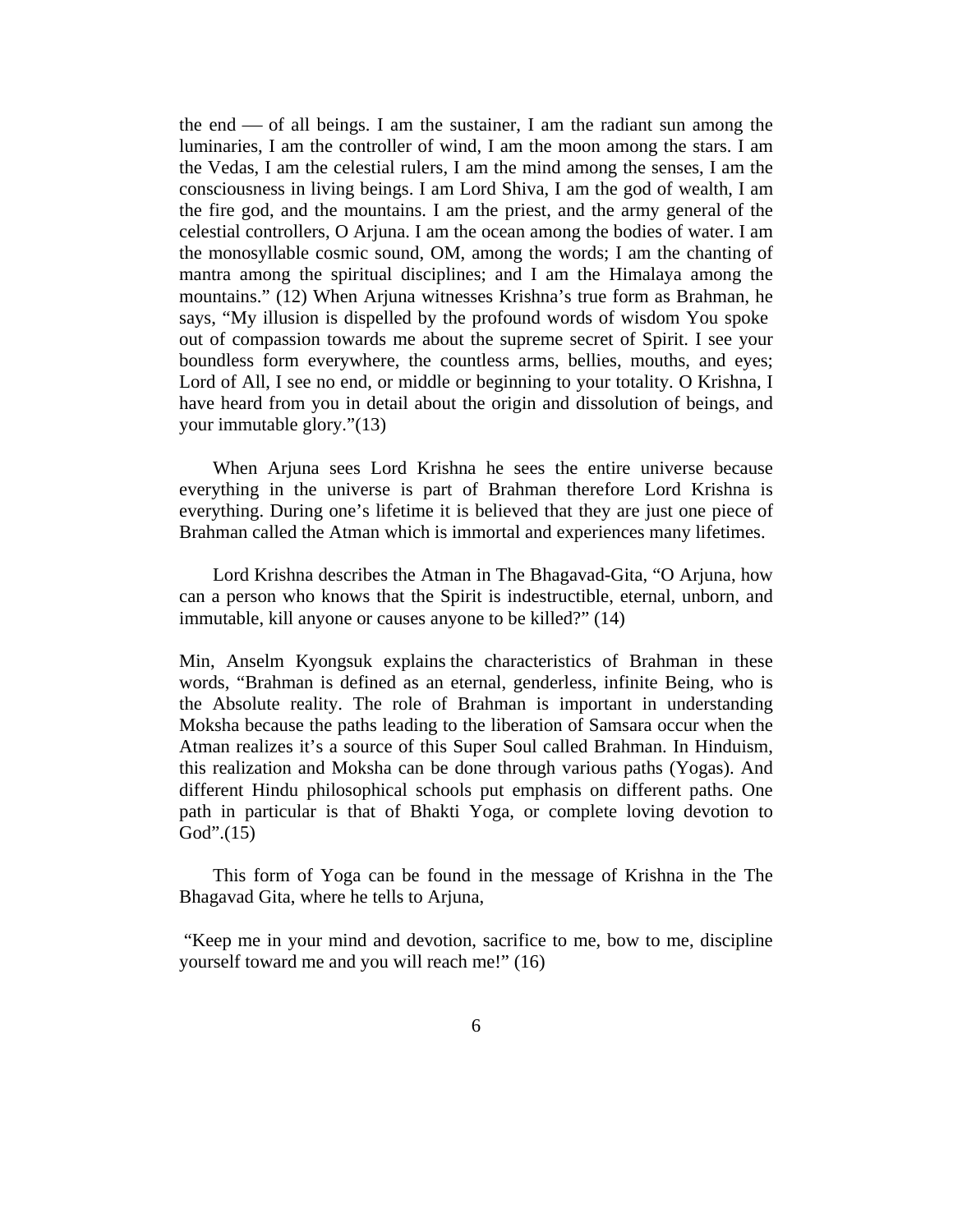the end — of all beings. I am the sustainer, I am the radiant sun among the luminaries, I am the controller of wind, I am the moon among the stars. I am the Vedas, I am the celestial rulers, I am the mind among the senses, I am the consciousness in living beings. I am Lord Shiva, I am the god of wealth, I am the fire god, and the mountains. I am the priest, and the army general of the celestial controllers, O Arjuna. I am the ocean among the bodies of water. I am the monosyllable cosmic sound, OM, among the words; I am the chanting of mantra among the spiritual disciplines; and I am the Himalaya among the mountains." (12) When Arjuna witnesses Krishna's true form as Brahman, he says, "My illusion is dispelled by the profound words of wisdom You spoke out of compassion towards me about the supreme secret of Spirit. I see your boundless form everywhere, the countless arms, bellies, mouths, and eyes; Lord of All, I see no end, or middle or beginning to your totality. O Krishna, I have heard from you in detail about the origin and dissolution of beings, and your immutable glory."(13)

When Arjuna sees Lord Krishna he sees the entire universe because everything in the universe is part of Brahman therefore Lord Krishna is everything. During one's lifetime it is believed that they are just one piece of Brahman called the Atman which is immortal and experiences many lifetimes.

Lord Krishna describes the Atman in The Bhagavad-Gita, "O Arjuna, how can a person who knows that the Spirit is indestructible, eternal, unborn, and immutable, kill anyone or causes anyone to be killed?" (14)

Min, Anselm Kyongsuk explains the characteristics of Brahman in these words, "Brahman is defined as an eternal, genderless, infinite Being, who is the Absolute reality. The role of Brahman is important in understanding Moksha because the paths leading to the liberation of Samsara occur when the Atman realizes it's a source of this Super Soul called Brahman. In Hinduism, this realization and Moksha can be done through various paths (Yogas). And different Hindu philosophical schools put emphasis on different paths. One path in particular is that of Bhakti Yoga, or complete loving devotion to God".(15)

This form of Yoga can be found in the message of Krishna in the The Bhagavad Gita, where he tells to Arjuna,

"Keep me in your mind and devotion, sacrifice to me, bow to me, discipline yourself toward me and you will reach me!" (16)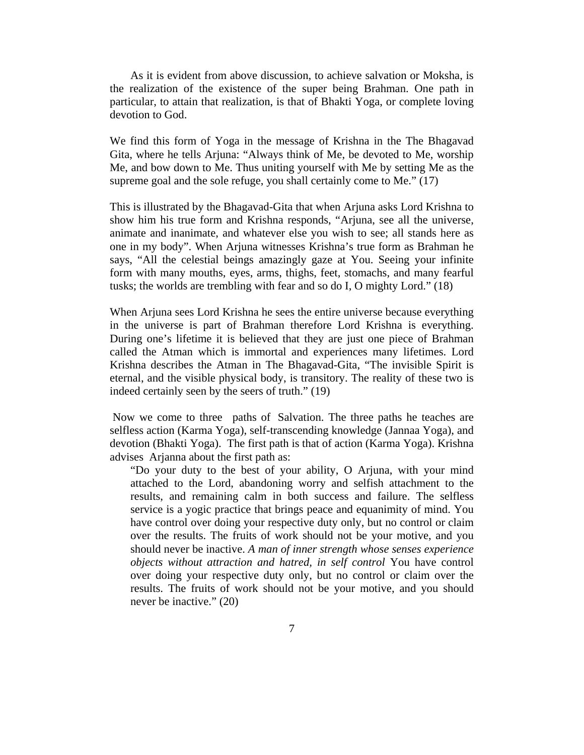As it is evident from above discussion, to achieve salvation or Moksha, is the realization of the existence of the super being Brahman. One path in particular, to attain that realization, is that of Bhakti Yoga, or complete loving devotion to God.

We find this form of Yoga in the message of Krishna in the The Bhagavad Gita, where he tells Arjuna: "Always think of Me, be devoted to Me, worship Me, and bow down to Me. Thus uniting yourself with Me by setting Me as the supreme goal and the sole refuge, you shall certainly come to Me." (17)

This is illustrated by the Bhagavad-Gita that when Arjuna asks Lord Krishna to show him his true form and Krishna responds, "Arjuna, see all the universe, animate and inanimate, and whatever else you wish to see; all stands here as one in my body". When Arjuna witnesses Krishna's true form as Brahman he says, "All the celestial beings amazingly gaze at You. Seeing your infinite form with many mouths, eyes, arms, thighs, feet, stomachs, and many fearful tusks; the worlds are trembling with fear and so do I, O mighty Lord." (18)

When Arjuna sees Lord Krishna he sees the entire universe because everything in the universe is part of Brahman therefore Lord Krishna is everything. During one's lifetime it is believed that they are just one piece of Brahman called the Atman which is immortal and experiences many lifetimes. Lord Krishna describes the Atman in The Bhagavad-Gita, "The invisible Spirit is eternal, and the visible physical body, is transitory. The reality of these two is indeed certainly seen by the seers of truth." (19)

Now we come to three paths of Salvation. The three paths he teaches are selfless action (Karma Yoga), self-transcending knowledge (Jannaa Yoga), and devotion (Bhakti Yoga). The first path is that of action (Karma Yoga). Krishna advises Arjanna about the first path as:

> "Do your duty to the best of your ability, O Arjuna, with your mind attached to the Lord, abandoning worry and selfish attachment to the results, and remaining calm in both success and failure. The selfless service is a yogic practice that brings peace and equanimity of mind. You have control over doing your respective duty only, but no control or claim over the results. The fruits of work should not be your motive, and you should never be inactive. *A man of inner strength whose senses experience objects without attraction and hatred, in self control* You have control over doing your respective duty only, but no control or claim over the results. The fruits of work should not be your motive, and you should never be inactive." (20)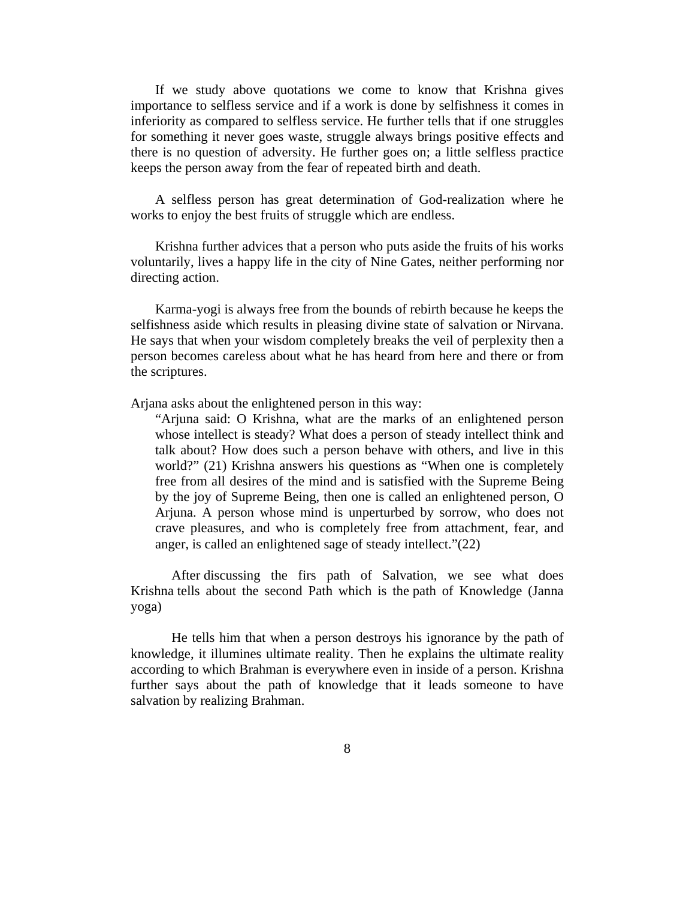If we study above quotations we come to know that Krishna gives importance to selfless service and if a work is done by selfishness it comes in inferiority as compared to selfless service. He further tells that if one struggles for something it never goes waste, struggle always brings positive effects and there is no question of adversity. He further goes on; a little selfless practice keeps the person away from the fear of repeated birth and death.

A selfless person has great determination of God-realization where he works to enjoy the best fruits of struggle which are endless.

Krishna further advices that a person who puts aside the fruits of his works voluntarily, lives a happy life in the city of Nine Gates, neither performing nor directing action.

Karma-yogi is always free from the bounds of rebirth because he keeps the selfishness aside which results in pleasing divine state of salvation or Nirvana. He says that when your wisdom completely breaks the veil of perplexity then a person becomes careless about what he has heard from here and there or from the scriptures.

Arjana asks about the enlightened person in this way:

> "Arjuna said: O Krishna, what are the marks of an enlightened person whose intellect is steady? What does a person of steady intellect think and talk about? How does such a person behave with others, and live in this world?" (21) Krishna answers his questions as "When one is completely free from all desires of the mind and is satisfied with the Supreme Being by the joy of Supreme Being, then one is called an enlightened person, O Arjuna. A person whose mind is unperturbed by sorrow, who does not crave pleasures, and who is completely free from attachment, fear, and anger, is called an enlightened sage of steady intellect."(22)

After discussing the firs path of Salvation, we see what does Krishna tells about the second Path which is the path of Knowledge (Janna yoga)

He tells him that when a person destroys his ignorance by the path of knowledge, it illumines ultimate reality. Then he explains the ultimate reality according to which Brahman is everywhere even in inside of a person. Krishna further says about the path of knowledge that it leads someone to have salvation by realizing Brahman.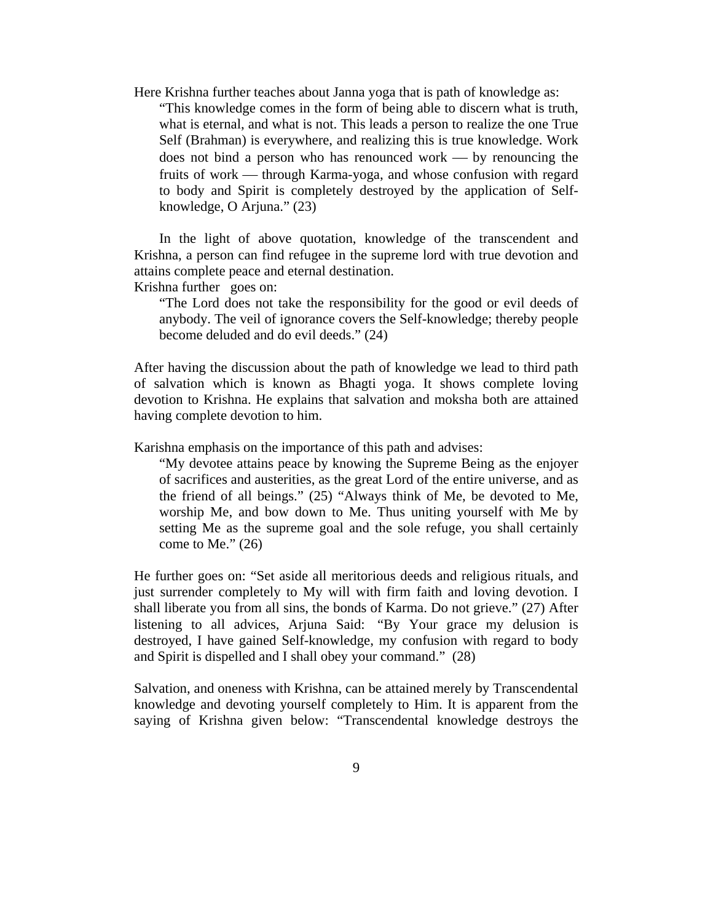Here Krishna further teaches about Janna yoga that is path of knowledge as:

> "This knowledge comes in the form of being able to discern what is truth, what is eternal, and what is not. This leads a person to realize the one True Self (Brahman) is everywhere, and realizing this is true knowledge. Work does not bind a person who has renounced work — by renouncing the fruits of work — through Karma-yoga, and whose confusion with regard to body and Spirit is completely destroyed by the application of Self-knowledge, O Arjuna." (23)

In the light of above quotation, knowledge of the transcendent and Krishna, a person can find refugee in the supreme lord with true devotion and attains complete peace and eternal destination.

Krishna further goes on:

> "The Lord does not take the responsibility for the good or evil deeds of anybody. The veil of ignorance covers the Self-knowledge; thereby people become deluded and do evil deeds." (24)

After having the discussion about the path of knowledge we lead to third path of salvation which is known as Bhagti yoga. It shows complete loving devotion to Krishna. He explains that salvation and moksha both are attained having complete devotion to him.

Karishna emphasis on the importance of this path and advises:

> "My devotee attains peace by knowing the Supreme Being as the enjoyer of sacrifices and austerities, as the great Lord of the entire universe, and as the friend of all beings." (25) "Always think of Me, be devoted to Me, worship Me, and bow down to Me. Thus uniting yourself with Me by setting Me as the supreme goal and the sole refuge, you shall certainly come to Me." (26)

He further goes on: "Set aside all meritorious deeds and religious rituals, and just surrender completely to My will with firm faith and loving devotion. I shall liberate you from all sins, the bonds of Karma. Do not grieve." (27) After listening to all advices, Arjuna Said: "By Your grace my delusion is destroyed, I have gained Self-knowledge, my confusion with regard to body and Spirit is dispelled and I shall obey your command." (28)

Salvation, and oneness with Krishna, can be attained merely by Transcendental knowledge and devoting yourself completely to Him. It is apparent from the saying of Krishna given below: "Transcendental knowledge destroys the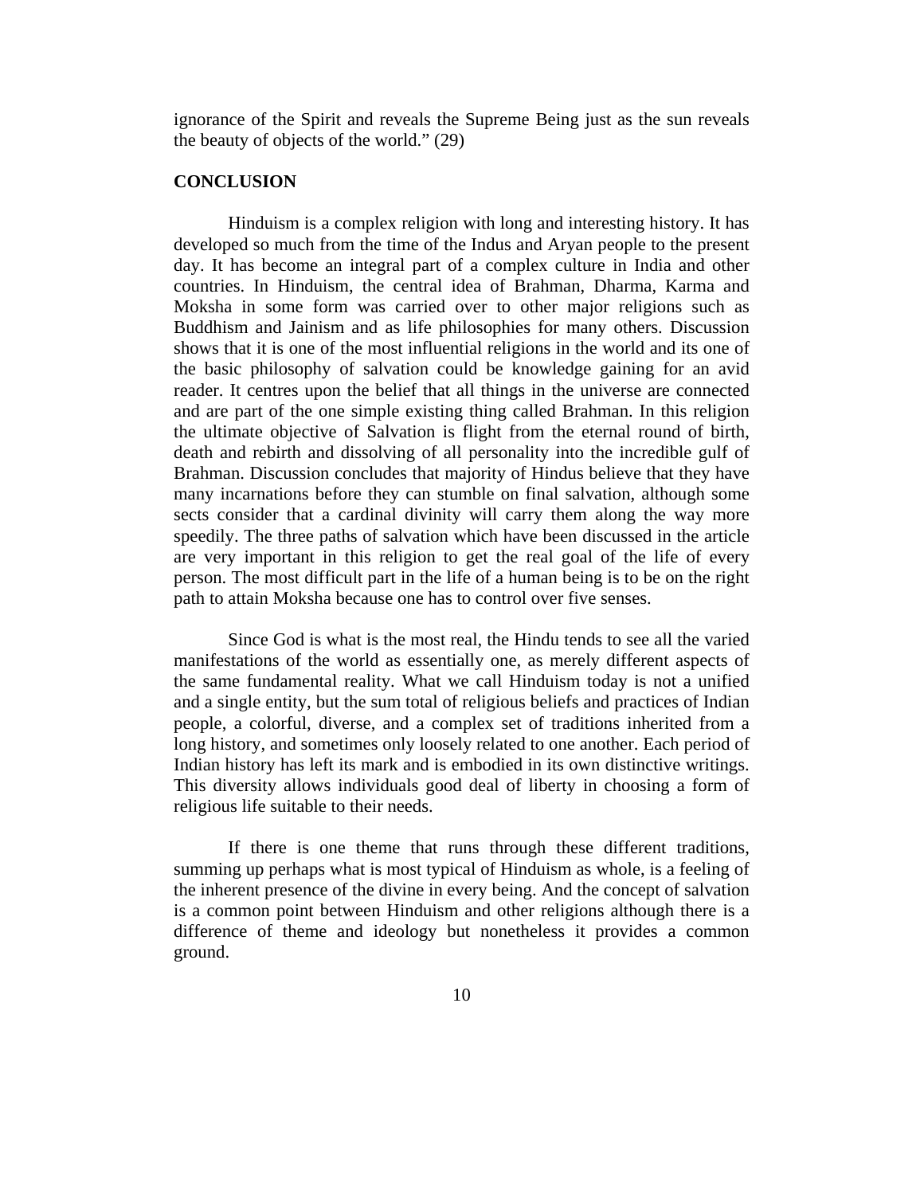ignorance of the Spirit and reveals the Supreme Being just as the sun reveals the beauty of objects of the world." (29)

## CONCLUSION

Hinduism is a complex religion with long and interesting history. It has developed so much from the time of the Indus and Aryan people to the present day. It has become an integral part of a complex culture in India and other countries. In Hinduism, the central idea of Brahman, Dharma, Karma and Moksha in some form was carried over to other major religions such as Buddhism and Jainism and as life philosophies for many others. Discussion shows that it is one of the most influential religions in the world and its one of the basic philosophy of salvation could be knowledge gaining for an avid reader. It centres upon the belief that all things in the universe are connected and are part of the one simple existing thing called Brahman. In this religion the ultimate objective of Salvation is flight from the eternal round of birth, death and rebirth and dissolving of all personality into the incredible gulf of Brahman. Discussion concludes that majority of Hindus believe that they have many incarnations before they can stumble on final salvation, although some sects consider that a cardinal divinity will carry them along the way more speedily. The three paths of salvation which have been discussed in the article are very important in this religion to get the real goal of the life of every person. The most difficult part in the life of a human being is to be on the right path to attain Moksha because one has to control over five senses.

Since God is what is the most real, the Hindu tends to see all the varied manifestations of the world as essentially one, as merely different aspects of the same fundamental reality. What we call Hinduism today is not a unified and a single entity, but the sum total of religious beliefs and practices of Indian people, a colorful, diverse, and a complex set of traditions inherited from a long history, and sometimes only loosely related to one another. Each period of Indian history has left its mark and is embodied in its own distinctive writings. This diversity allows individuals good deal of liberty in choosing a form of religious life suitable to their needs.

If there is one theme that runs through these different traditions, summing up perhaps what is most typical of Hinduism as whole, is a feeling of the inherent presence of the divine in every being. And the concept of salvation is a common point between Hinduism and other religions although there is a difference of theme and ideology but nonetheless it provides a common ground.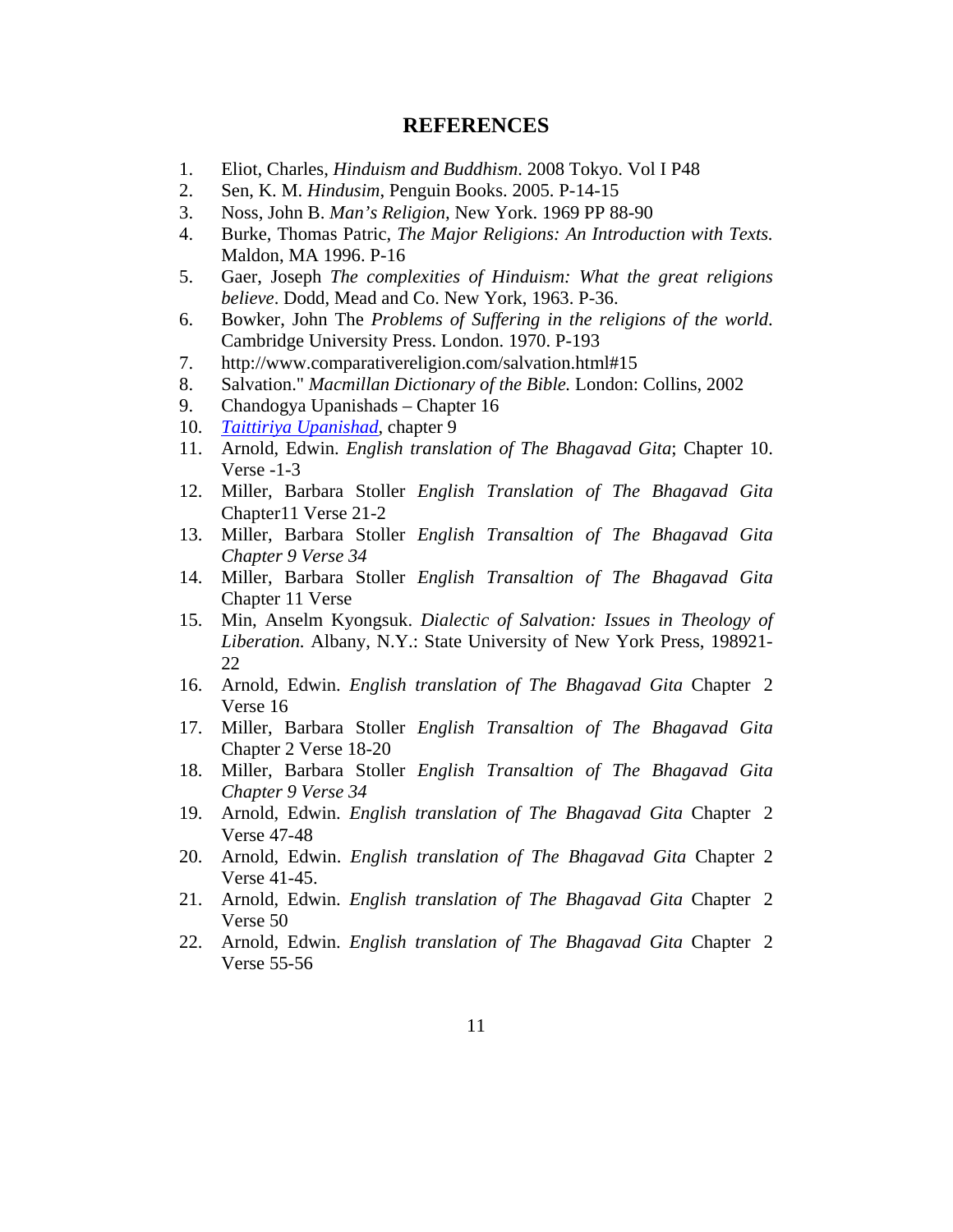## REFERENCES

1. Eliot, Charles, *Hinduism and Buddhism*. 2008 Tokyo. Vol I P48
2. Sen, K. M. *Hindusim*, Penguin Books. 2005. P-14-15
3. Noss, John B. *Man's Religion*, New York. 1969 PP 88-90
4. Burke, Thomas Patric, *The Major Religions: An Introduction with Texts.* Maldon, MA 1996. P-16
5. Gaer, Joseph *The complexities of Hinduism: What the great religions believe*. Dodd, Mead and Co. New York, 1963. P-36.
6. Bowker, John The *Problems of Suffering in the religions of the world*. Cambridge University Press. London. 1970. P-193
7. http://www.comparativereligion.com/salvation.html#15
8. Salvation." *Macmillan Dictionary of the Bible.* London: Collins, 2002
9. Chandogya Upanishads – Chapter 16
10. *Taittiriya Upanishad*, chapter 9
11. Arnold, Edwin. *English translation of The Bhagavad Gita*; Chapter 10. Verse -1-3
12. Miller, Barbara Stoller *English Translation of The Bhagavad Gita* Chapter11 Verse 21-2
13. Miller, Barbara Stoller *English Transaltion of The Bhagavad Gita Chapter 9 Verse 34*
14. Miller, Barbara Stoller *English Transaltion of The Bhagavad Gita* Chapter 11 Verse
15. Min, Anselm Kyongsuk. *Dialectic of Salvation: Issues in Theology of Liberation.* Albany, N.Y.: State University of New York Press, 198921-22
16. Arnold, Edwin. *English translation of The Bhagavad Gita* Chapter 2 Verse 16
17. Miller, Barbara Stoller *English Transaltion of The Bhagavad Gita* Chapter 2 Verse 18-20
18. Miller, Barbara Stoller *English Transaltion of The Bhagavad Gita Chapter 9 Verse 34*
19. Arnold, Edwin. *English translation of The Bhagavad Gita* Chapter 2 Verse 47-48
20. Arnold, Edwin. *English translation of The Bhagavad Gita* Chapter 2 Verse 41-45.
21. Arnold, Edwin. *English translation of The Bhagavad Gita* Chapter 2 Verse 50
22. Arnold, Edwin. *English translation of The Bhagavad Gita* Chapter 2 Verse 55-56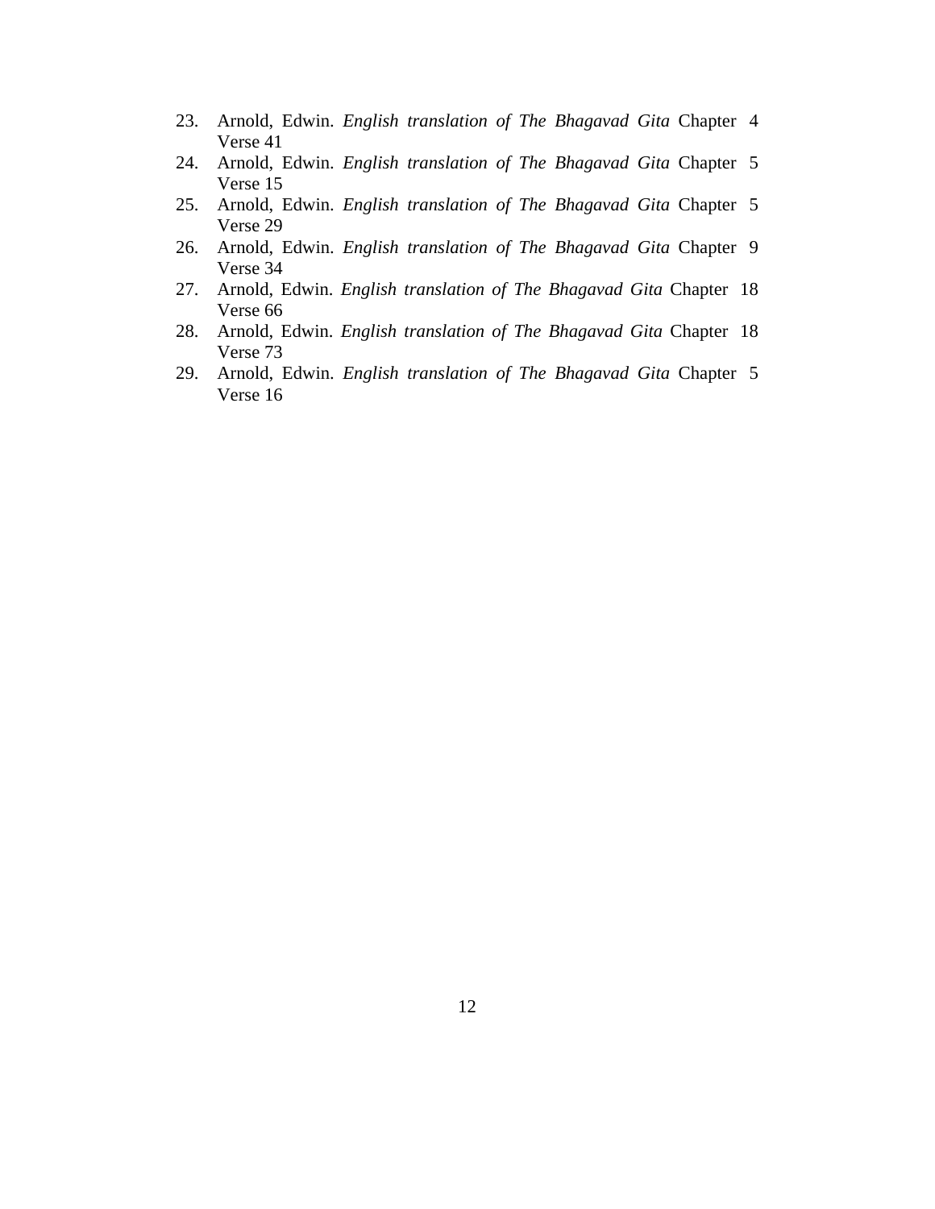23. Arnold, Edwin. *English translation of The Bhagavad Gita* Chapter 4 Verse 41
24. Arnold, Edwin. *English translation of The Bhagavad Gita* Chapter 5 Verse 15
25. Arnold, Edwin. *English translation of The Bhagavad Gita* Chapter 5 Verse 29
26. Arnold, Edwin. *English translation of The Bhagavad Gita* Chapter 9 Verse 34
27. Arnold, Edwin. *English translation of The Bhagavad Gita* Chapter 18 Verse 66
28. Arnold, Edwin. *English translation of The Bhagavad Gita* Chapter 18 Verse 73
29. Arnold, Edwin. *English translation of The Bhagavad Gita* Chapter 5 Verse 16